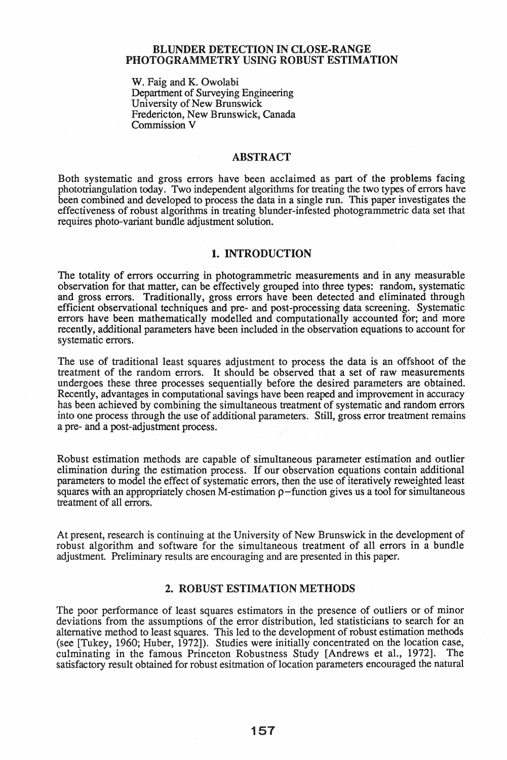# BLUNDER DETECTION IN CLOSE-RANGE PHOTOGRAMMETRY USING ROBUST ESTIMATION

W. Faig and K. Owolabi
Department of Surveying Engineering
University of New Brunswick
Fredericton, New Brunswick, Canada
Commission V

## ABSTRACT

Both systematic and gross errors have been acclaimed as part of the problems facing phototriangulation today. Two independent algorithms for treating the two types of errors have been combined and developed to process the data in a single run. This paper investigates the effectiveness of robust algorithms in treating blunder-infested photogrammetric data set that requires photo-variant bundle adjustment solution.

## 1. INTRODUCTION

The totality of errors occurring in photogrammetric measurements and in any measurable observation for that matter, can be effectively grouped into three types: random, systematic and gross errors. Traditionally, gross errors have been detected and eliminated through efficient observational techniques and pre- and post-processing data screening. Systematic errors have been mathematically modelled and computationally accounted for; and more recently, additional parameters have been included in the observation equations to account for systematic errors.

The use of traditional least squares adjustment to process the data is an offshoot of the treatment of the random errors. It should be observed that a set of raw measurements undergoes these three processes sequentially before the desired parameters are obtained. Recently, advantages in computational savings have been reaped and improvement in accuracy has been achieved by combining the simultaneous treatment of systematic and random errors into one process through the use of additional parameters. Still, gross error treatment remains a pre- and a post-adjustment process.

Robust estimation methods are capable of simultaneous parameter estimation and outlier elimination during the estimation process. If our observation equations contain additional parameters to model the effect of systematic errors, then the use of iteratively reweighted least squares with an appropriately chosen M-estimation $\rho$-function gives us a tool for simultaneous treatment of all errors.

At present, research is continuing at the University of New Brunswick in the development of robust algorithm and software for the simultaneous treatment of all errors in a bundle adjustment. Preliminary results are encouraging and are presented in this paper.

## 2. ROBUST ESTIMATION METHODS

The poor performance of least squares estimators in the presence of outliers or of minor deviations from the assumptions of the error distribution, led statisticians to search for an alternative method to least squares. This led to the development of robust estimation methods (see [Tukey, 1960; Huber, 1972]). Studies were initially concentrated on the location case, culminating in the famous Princeton Robustness Study [Andrews et al., 1972]. The satisfactory result obtained for robust esitmation of location parameters encouraged the natural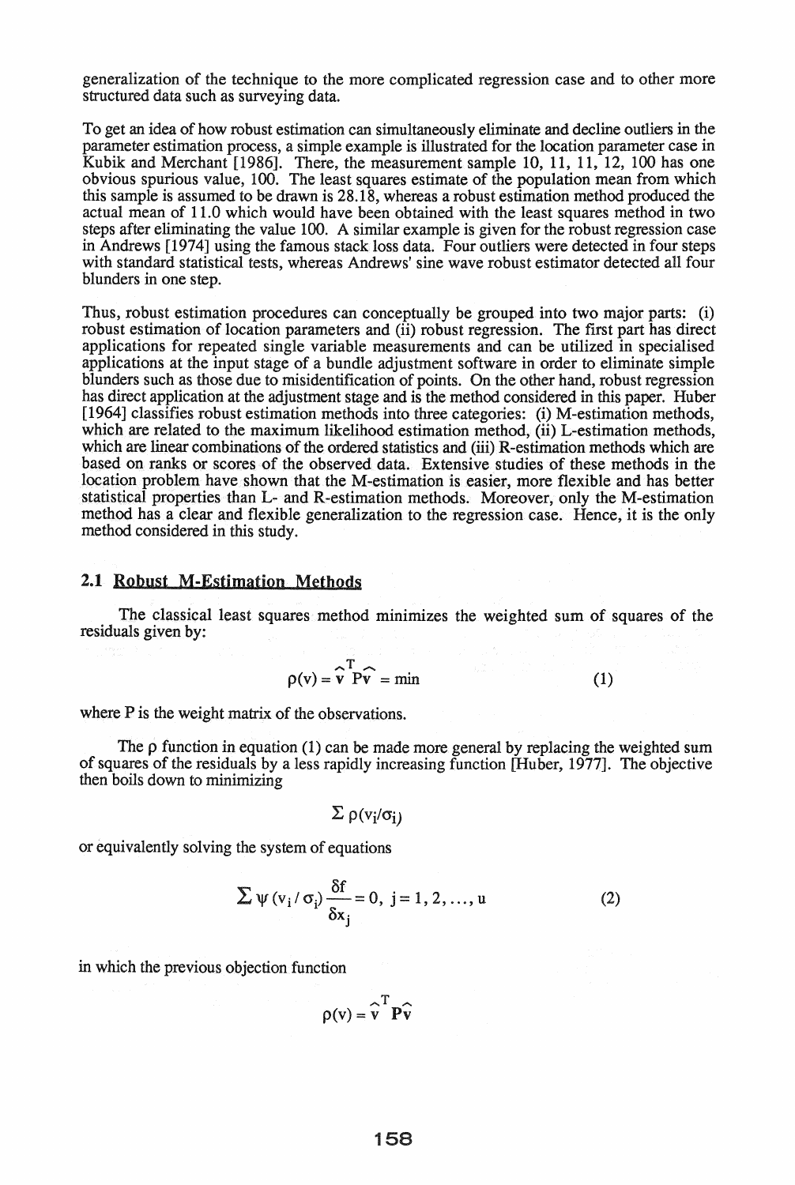generalization of the technique to the more complicated regression case and to other more structured data such as surveying data.

To get an idea of how robust estimation can simultaneously eliminate and decline outliers in the parameter estimation process, a simple example is illustrated for the location parameter case in Kubik and Merchant [1986]. There, the measurement sample 10, 11, 11, 12, 100 has one obvious spurious value, 100. The least squares estimate of the population mean from which this sample is assumed to be drawn is 28.18, whereas a robust estimation method produced the actual mean of 11.0 which would have been obtained with the least squares method in two steps after eliminating the value 100. A similar example is given for the robust regression case in Andrews [1974] using the famous stack loss data. Four outliers were detected in four steps with standard statistical tests, whereas Andrews' sine wave robust estimator detected all four blunders in one step.

Thus, robust estimation procedures can conceptually be grouped into two major parts: (i) robust estimation of location parameters and (ii) robust regression. The first part has direct applications for repeated single variable measurements and can be utilized in specialised applications at the input stage of a bundle adjustment software in order to eliminate simple blunders such as those due to misidentification of points. On the other hand, robust regression has direct application at the adjustment stage and is the method considered in this paper. Huber [1964] classifies robust estimation methods into three categories: (i) M-estimation methods, which are related to the maximum likelihood estimation method, (ii) L-estimation methods, which are linear combinations of the ordered statistics and (iii) R-estimation methods which are based on ranks or scores of the observed data. Extensive studies of these methods in the location problem have shown that the M-estimation is easier, more flexible and has better statistical properties than L- and R-estimation methods. Moreover, only the M-estimation method has a clear and flexible generalization to the regression case. Hence, it is the only method considered in this study.

## 2.1 Robust M-Estimation Methods

The classical least squares method minimizes the weighted sum of squares of the residuals given by:

$$\rho(v) = \hat{v}^T P \hat{v} = \min \tag{1}$$

where P is the weight matrix of the observations.

The $\rho$ function in equation (1) can be made more general by replacing the weighted sum of squares of the residuals by a less rapidly increasing function [Huber, 1977]. The objective then boils down to minimizing

$$\Sigma\, \rho(v_i/\sigma_i)$$

or equivalently solving the system of equations

$$\Sigma\, \psi\,(v_i / \sigma_i) \frac{\delta f}{\delta x_j} = 0, \; j = 1, 2, \ldots, u \tag{2}$$

in which the previous objection function

$$\rho(v) = \hat{v}^T P \hat{v}$$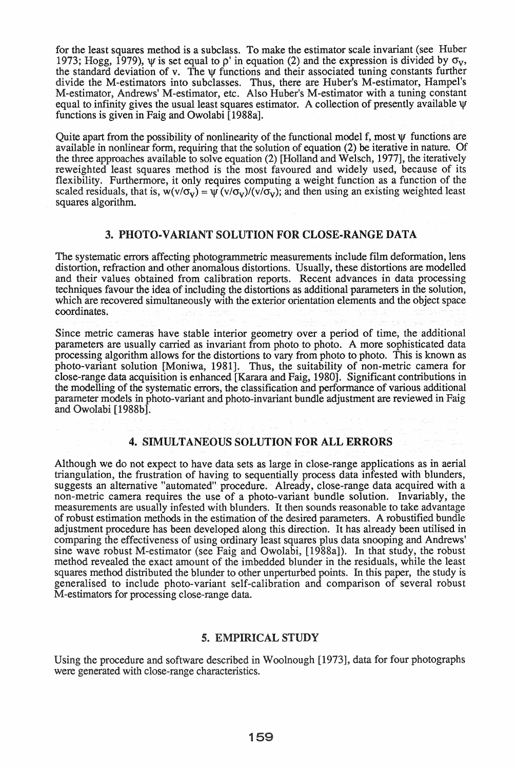for the least squares method is a subclass. To make the estimator scale invariant (see Huber 1973; Hogg, 1979), $\psi$ is set equal to $\rho'$ in equation (2) and the expression is divided by $\sigma_v$, the standard deviation of v. The $\psi$ functions and their associated tuning constants further divide the M-estimators into subclasses. Thus, there are Huber's M-estimator, Hampel's M-estimator, Andrews' M-estimator, etc. Also Huber's M-estimator with a tuning constant equal to infinity gives the usual least squares estimator. A collection of presently available $\psi$ functions is given in Faig and Owolabi [1988a].

Quite apart from the possibility of nonlinearity of the functional model f, most $\psi$ functions are available in nonlinear form, requiring that the solution of equation (2) be iterative in nature. Of the three approaches available to solve equation (2) [Holland and Welsch, 1977], the iteratively reweighted least squares method is the most favoured and widely used, because of its flexibility. Furthermore, it only requires computing a weight function as a function of the scaled residuals, that is, $w(v/\sigma_v) = \psi(v/\sigma_v)/(v/\sigma_v)$; and then using an existing weighted least squares algorithm.

## 3. PHOTO-VARIANT SOLUTION FOR CLOSE-RANGE DATA

The systematic errors affecting photogrammetric measurements include film deformation, lens distortion, refraction and other anomalous distortions. Usually, these distortions are modelled and their values obtained from calibration reports. Recent advances in data processing techniques favour the idea of including the distortions as additional parameters in the solution, which are recovered simultaneously with the exterior orientation elements and the object space coordinates.

Since metric cameras have stable interior geometry over a period of time, the additional parameters are usually carried as invariant from photo to photo. A more sophisticated data processing algorithm allows for the distortions to vary from photo to photo. This is known as photo-variant solution [Moniwa, 1981]. Thus, the suitability of non-metric camera for close-range data acquisition is enhanced [Karara and Faig, 1980]. Significant contributions in the modelling of the systematic errors, the classification and performance of various additional parameter models in photo-variant and photo-invariant bundle adjustment are reviewed in Faig and Owolabi [1988b].

## 4. SIMULTANEOUS SOLUTION FOR ALL ERRORS

Although we do not expect to have data sets as large in close-range applications as in aerial triangulation, the frustration of having to sequentially process data infested with blunders, suggests an alternative "automated" procedure. Already, close-range data acquired with a non-metric camera requires the use of a photo-variant bundle solution. Invariably, the measurements are usually infested with blunders. It then sounds reasonable to take advantage of robust estimation methods in the estimation of the desired parameters. A robustified bundle adjustment procedure has been developed along this direction. It has already been utilised in comparing the effectiveness of using ordinary least squares plus data snooping and Andrews' sine wave robust M-estimator (see Faig and Owolabi, [1988a]). In that study, the robust method revealed the exact amount of the imbedded blunder in the residuals, while the least squares method distributed the blunder to other unperturbed points. In this paper, the study is generalised to include photo-variant self-calibration and comparison of several robust M-estimators for processing close-range data.

## 5. EMPIRICAL STUDY

Using the procedure and software described in Woolnough [1973], data for four photographs were generated with close-range characteristics.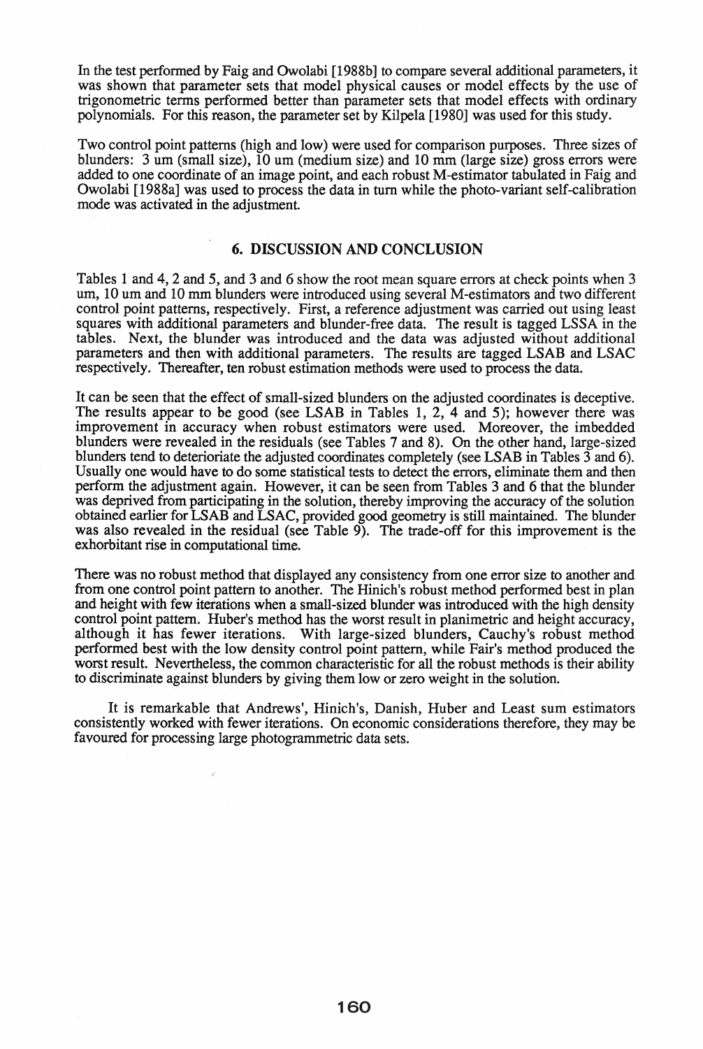In the test performed by Faig and Owolabi [1988b] to compare several additional parameters, it was shown that parameter sets that model physical causes or model effects by the use of trigonometric terms performed better than parameter sets that model effects with ordinary polynomials. For this reason, the parameter set by Kilpela [1980] was used for this study.

Two control point patterns (high and low) were used for comparison purposes. Three sizes of blunders: 3 um (small size), 10 um (medium size) and 10 mm (large size) gross errors were added to one coordinate of an image point, and each robust M-estimator tabulated in Faig and Owolabi [1988a] was used to process the data in turn while the photo-variant self-calibration mode was activated in the adjustment.

## 6. DISCUSSION AND CONCLUSION

Tables 1 and 4, 2 and 5, and 3 and 6 show the root mean square errors at check points when 3 um, 10 um and 10 mm blunders were introduced using several M-estimators and two different control point patterns, respectively. First, a reference adjustment was carried out using least squares with additional parameters and blunder-free data. The result is tagged LSSA in the tables. Next, the blunder was introduced and the data was adjusted without additional parameters and then with additional parameters. The results are tagged LSAB and LSAC respectively. Thereafter, ten robust estimation methods were used to process the data.

It can be seen that the effect of small-sized blunders on the adjusted coordinates is deceptive. The results appear to be good (see LSAB in Tables 1, 2, 4 and 5); however there was improvement in accuracy when robust estimators were used. Moreover, the imbedded blunders were revealed in the residuals (see Tables 7 and 8). On the other hand, large-sized blunders tend to deteriorate the adjusted coordinates completely (see LSAB in Tables 3 and 6). Usually one would have to do some statistical tests to detect the errors, eliminate them and then perform the adjustment again. However, it can be seen from Tables 3 and 6 that the blunder was deprived from participating in the solution, thereby improving the accuracy of the solution obtained earlier for LSAB and LSAC, provided good geometry is still maintained. The blunder was also revealed in the residual (see Table 9). The trade-off for this improvement is the exhorbitant rise in computational time.

There was no robust method that displayed any consistency from one error size to another and from one control point pattern to another. The Hinich's robust method performed best in plan and height with few iterations when a small-sized blunder was introduced with the high density control point pattern. Huber's method has the worst result in planimetric and height accuracy, although it has fewer iterations. With large-sized blunders, Cauchy's robust method performed best with the low density control point pattern, while Fair's method produced the worst result. Nevertheless, the common characteristic for all the robust methods is their ability to discriminate against blunders by giving them low or zero weight in the solution.

It is remarkable that Andrews', Hinich's, Danish, Huber and Least sum estimators consistently worked with fewer iterations. On economic considerations therefore, they may be favoured for processing large photogrammetric data sets.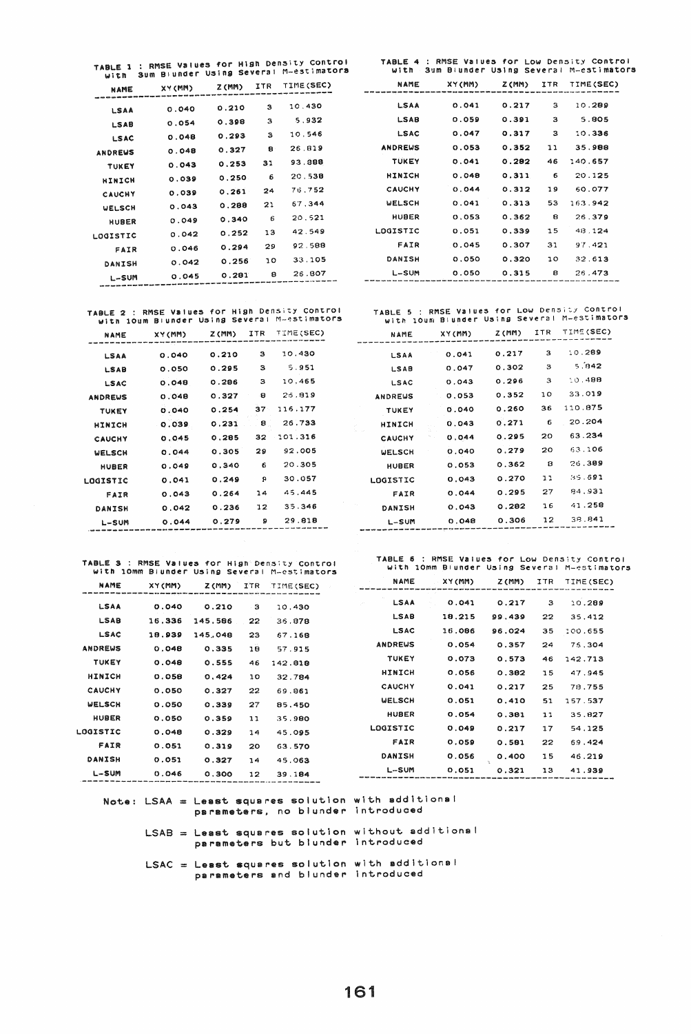**TABLE 1 : RMSE Values for High Density Control with 3um Blunder Using Several M-estimators**

| NAME | XY(MM) | Z(MM) | ITR | TIME(SEC) |
|---|---|---|---|---|
| LSAA | 0.040 | 0.210 | 3 | 10.430 |
| LSAB | 0.054 | 0.398 | 3 | 5.932 |
| LSAC | 0.048 | 0.293 | 3 | 10.546 |
| ANDREWS | 0.048 | 0.327 | 8 | 26.819 |
| TUKEY | 0.043 | 0.253 | 31 | 93.888 |
| HINICH | 0.039 | 0.250 | 6 | 20.538 |
| CAUCHY | 0.039 | 0.261 | 24 | 76.752 |
| WELSCH | 0.043 | 0.288 | 21 | 67.344 |
| HUBER | 0.049 | 0.340 | 6 | 20.521 |
| LOGISTIC | 0.042 | 0.252 | 13 | 42.549 |
| FAIR | 0.046 | 0.294 | 29 | 92.588 |
| DANISH | 0.042 | 0.256 | 10 | 33.105 |
| L-SUM | 0.045 | 0.281 | 8 | 26.807 |

**TABLE 4 : RMSE Values for Low Density Control with 3um Blunder Using Several M-estimators**

| NAME | XY(MM) | Z(MM) | ITR | TIME(SEC) |
|---|---|---|---|---|
| LSAA | 0.041 | 0.217 | 3 | 10.289 |
| LSAB | 0.059 | 0.391 | 3 | 5.805 |
| LSAC | 0.047 | 0.317 | 3 | 10.336 |
| ANDREWS | 0.053 | 0.352 | 11 | 35.988 |
| TUKEY | 0.041 | 0.282 | 46 | 140.657 |
| HINICH | 0.048 | 0.311 | 6 | 20.125 |
| CAUCHY | 0.044 | 0.312 | 19 | 60.077 |
| WELSCH | 0.041 | 0.313 | 53 | 163.942 |
| HUBER | 0.053 | 0.362 | 8 | 26.379 |
| LOGISTIC | 0.051 | 0.339 | 15 | 48.124 |
| FAIR | 0.045 | 0.307 | 31 | 97.421 |
| DANISH | 0.050 | 0.320 | 10 | 32.613 |
| L-SUM | 0.050 | 0.315 | 8 | 26.473 |

**TABLE 2 : RMSE Values for High Density Control with 10um Blunder Using Several M-estimators**

| NAME | XY(MM) | Z(MM) | ITR | TIME(SEC) |
|---|---|---|---|---|
| LSAA | 0.040 | 0.210 | 3 | 10.430 |
| LSAB | 0.050 | 0.295 | 3 | 5.951 |
| LSAC | 0.048 | 0.286 | 3 | 10.465 |
| ANDREWS | 0.048 | 0.327 | 8 | 26.819 |
| TUKEY | 0.040 | 0.254 | 37 | 116.177 |
| HINICH | 0.039 | 0.231 | 8 | 26.733 |
| CAUCHY | 0.045 | 0.285 | 32 | 101.316 |
| WELSCH | 0.044 | 0.305 | 29 | 92.005 |
| HUBER | 0.049 | 0.340 | 6 | 20.305 |
| LOGISTIC | 0.041 | 0.249 | 9 | 30.057 |
| FAIR | 0.043 | 0.264 | 14 | 45.445 |
| DANISH | 0.042 | 0.236 | 12 | 35.346 |
| L-SUM | 0.044 | 0.279 | 9 | 29.818 |

**TABLE 5 : RMSE Values for Low Density Control with 10um Blunder Using Several M-estimators**

| NAME | XY(MM) | Z(MM) | ITR | TIME(SEC) |
|---|---|---|---|---|
| LSAA | 0.041 | 0.217 | 3 | 10.289 |
| LSAB | 0.047 | 0.302 | 3 | 5.842 |
| LSAC | 0.043 | 0.296 | 3 | 10.488 |
| ANDREWS | 0.053 | 0.352 | 10 | 33.019 |
| TUKEY | 0.040 | 0.260 | 36 | 110.875 |
| HINICH | 0.043 | 0.271 | 6 | 20.204 |
| CAUCHY | 0.044 | 0.295 | 20 | 63.234 |
| WELSCH | 0.040 | 0.279 | 20 | 63.106 |
| HUBER | 0.053 | 0.362 | 8 | 26.389 |
| LOGISTIC | 0.043 | 0.270 | 11 | 35.691 |
| FAIR | 0.044 | 0.295 | 27 | 84.931 |
| DANISH | 0.043 | 0.282 | 16 | 41.258 |
| L-SUM | 0.048 | 0.306 | 12 | 38.841 |

**TABLE 3 : RMSE Values for High Density Control with 10mm Blunder Using Several M-estimators**

| NAME | XY(MM) | Z(MM) | ITR | TIME(SEC) |
|---|---|---|---|---|
| LSAA | 0.040 | 0.210 | 3 | 10.430 |
| LSAB | 16.336 | 145.586 | 22 | 36.878 |
| LSAC | 18.939 | 145.048 | 23 | 67.168 |
| ANDREWS | 0.048 | 0.335 | 18 | 57.915 |
| TUKEY | 0.048 | 0.555 | 46 | 142.818 |
| HINICH | 0.058 | 0.424 | 10 | 32.784 |
| CAUCHY | 0.050 | 0.327 | 22 | 69.861 |
| WELSCH | 0.050 | 0.339 | 27 | 85.450 |
| HUBER | 0.050 | 0.359 | 11 | 35.980 |
| LOGISTIC | 0.048 | 0.329 | 14 | 45.095 |
| FAIR | 0.051 | 0.319 | 20 | 63.570 |
| DANISH | 0.051 | 0.327 | 14 | 45.063 |
| L-SUM | 0.046 | 0.300 | 12 | 39.184 |

**TABLE 6 : RMSE Values for Low Density Control with 10mm Blunder Using Several M-estimators**

| NAME | XY(MM) | Z(MM) | ITR | TIME(SEC) |
|---|---|---|---|---|
| LSAA | 0.041 | 0.217 | 3 | 10.289 |
| LSAB | 18.215 | 99.439 | 22 | 35.412 |
| LSAC | 16.086 | 96.024 | 35 | 100.655 |
| ANDREWS | 0.054 | 0.357 | 24 | 76.304 |
| TUKEY | 0.073 | 0.573 | 46 | 142.713 |
| HINICH | 0.056 | 0.382 | 15 | 47.945 |
| CAUCHY | 0.041 | 0.217 | 25 | 78.755 |
| WELSCH | 0.051 | 0.410 | 51 | 157.537 |
| HUBER | 0.054 | 0.381 | 11 | 35.827 |
| LOGISTIC | 0.049 | 0.217 | 17 | 54.125 |
| FAIR | 0.059 | 0.581 | 22 | 69.424 |
| DANISH | 0.056 | 0.400 | 15 | 46.219 |
| L-SUM | 0.051 | 0.321 | 13 | 41.939 |

Note: LSAA = Least squares solution with additional parameters, no blunder introduced

LSAB = Least squares solution without additional parameters but blunder introduced

LSAC = Least squares solution with additional parameters and blunder introduced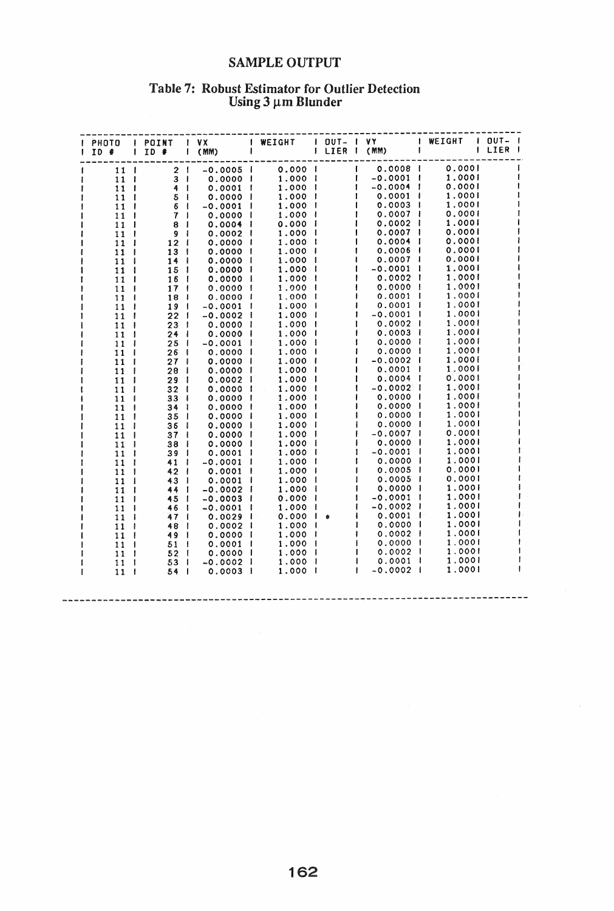# SAMPLE OUTPUT

## Table 7: Robust Estimator for Outlier Detection Using 3 $\mu$m Blunder

| PHOTO ID # | POINT ID # | VX (MM) | WEIGHT | OUT-LIER | VY (MM) | WEIGHT | OUT-LIER |
|---|---|---|---|---|---|---|---|
| 11 | 2 | -0.0005 | 0.000 | | 0.0008 | 0.0001 | |
| 11 | 3 | 0.0000 | 1.000 | | -0.0001 | 1.0001 | |
| 11 | 4 | 0.0001 | 1.000 | | -0.0004 | 0.0001 | |
| 11 | 5 | 0.0000 | 1.000 | | 0.0001 | 1.0001 | |
| 11 | 6 | -0.0001 | 1.000 | | 0.0003 | 1.0001 | |
| 11 | 7 | 0.0000 | 1.000 | | 0.0007 | 0.0001 | |
| 11 | 8 | 0.0004 | 0.000 | | 0.0002 | 1.0001 | |
| 11 | 9 | 0.0002 | 1.000 | | 0.0007 | 0.0001 | |
| 11 | 12 | 0.0000 | 1.000 | | 0.0004 | 0.0001 | |
| 11 | 13 | 0.0000 | 1.000 | | 0.0006 | 0.0001 | |
| 11 | 14 | 0.0000 | 1.000 | | 0.0007 | 0.0001 | |
| 11 | 15 | 0.0000 | 1.000 | | -0.0001 | 1.0001 | |
| 11 | 16 | 0.0000 | 1.000 | | 0.0002 | 1.0001 | |
| 11 | 17 | 0.0000 | 1.000 | | 0.0000 | 1.0001 | |
| 11 | 18 | 0.0000 | 1.000 | | 0.0001 | 1.0001 | |
| 11 | 19 | -0.0001 | 1.000 | | 0.0001 | 1.0001 | |
| 11 | 22 | -0.0002 | 1.000 | | -0.0001 | 1.0001 | |
| 11 | 23 | 0.0000 | 1.000 | | 0.0002 | 1.0001 | |
| 11 | 24 | 0.0000 | 1.000 | | 0.0003 | 1.0001 | |
| 11 | 25 | -0.0001 | 1.000 | | 0.0000 | 1.0001 | |
| 11 | 26 | 0.0000 | 1.000 | | 0.0000 | 1.0001 | |
| 11 | 27 | 0.0000 | 1.000 | | -0.0002 | 1.0001 | |
| 11 | 28 | 0.0000 | 1.000 | | 0.0001 | 1.0001 | |
| 11 | 29 | 0.0002 | 1.000 | | 0.0004 | 0.0001 | |
| 11 | 32 | 0.0000 | 1.000 | | -0.0002 | 1.0001 | |
| 11 | 33 | 0.0000 | 1.000 | | 0.0000 | 1.0001 | |
| 11 | 34 | 0.0000 | 1.000 | | 0.0000 | 1.0001 | |
| 11 | 35 | 0.0000 | 1.000 | | 0.0000 | 1.0001 | |
| 11 | 36 | 0.0000 | 1.000 | | 0.0000 | 1.0001 | |
| 11 | 37 | 0.0000 | 1.000 | | -0.0007 | 0.0001 | |
| 11 | 38 | 0.0000 | 1.000 | | 0.0000 | 1.0001 | |
| 11 | 39 | 0.0001 | 1.000 | | -0.0001 | 1.0001 | |
| 11 | 41 | -0.0001 | 1.000 | | 0.0000 | 1.0001 | |
| 11 | 42 | 0.0001 | 1.000 | | 0.0005 | 0.0001 | |
| 11 | 43 | 0.0001 | 1.000 | | 0.0005 | 0.0001 | |
| 11 | 44 | -0.0002 | 1.000 | | 0.0000 | 1.0001 | |
| 11 | 45 | -0.0003 | 0.000 | | -0.0001 | 1.0001 | |
| 11 | 46 | -0.0001 | 1.000 | | -0.0002 | 1.0001 | |
| 11 | 47 | 0.0029 | 0.000 | * | 0.0001 | 1.0001 | |
| 11 | 48 | 0.0002 | 1.000 | | 0.0000 | 1.0001 | |
| 11 | 49 | 0.0000 | 1.000 | | 0.0002 | 1.0001 | |
| 11 | 51 | 0.0001 | 1.000 | | 0.0000 | 1.0001 | |
| 11 | 52 | 0.0000 | 1.000 | | 0.0002 | 1.0001 | |
| 11 | 53 | -0.0002 | 1.000 | | 0.0001 | 1.0001 | |
| 11 | 54 | 0.0003 | 1.000 | | -0.0002 | 1.0001 | |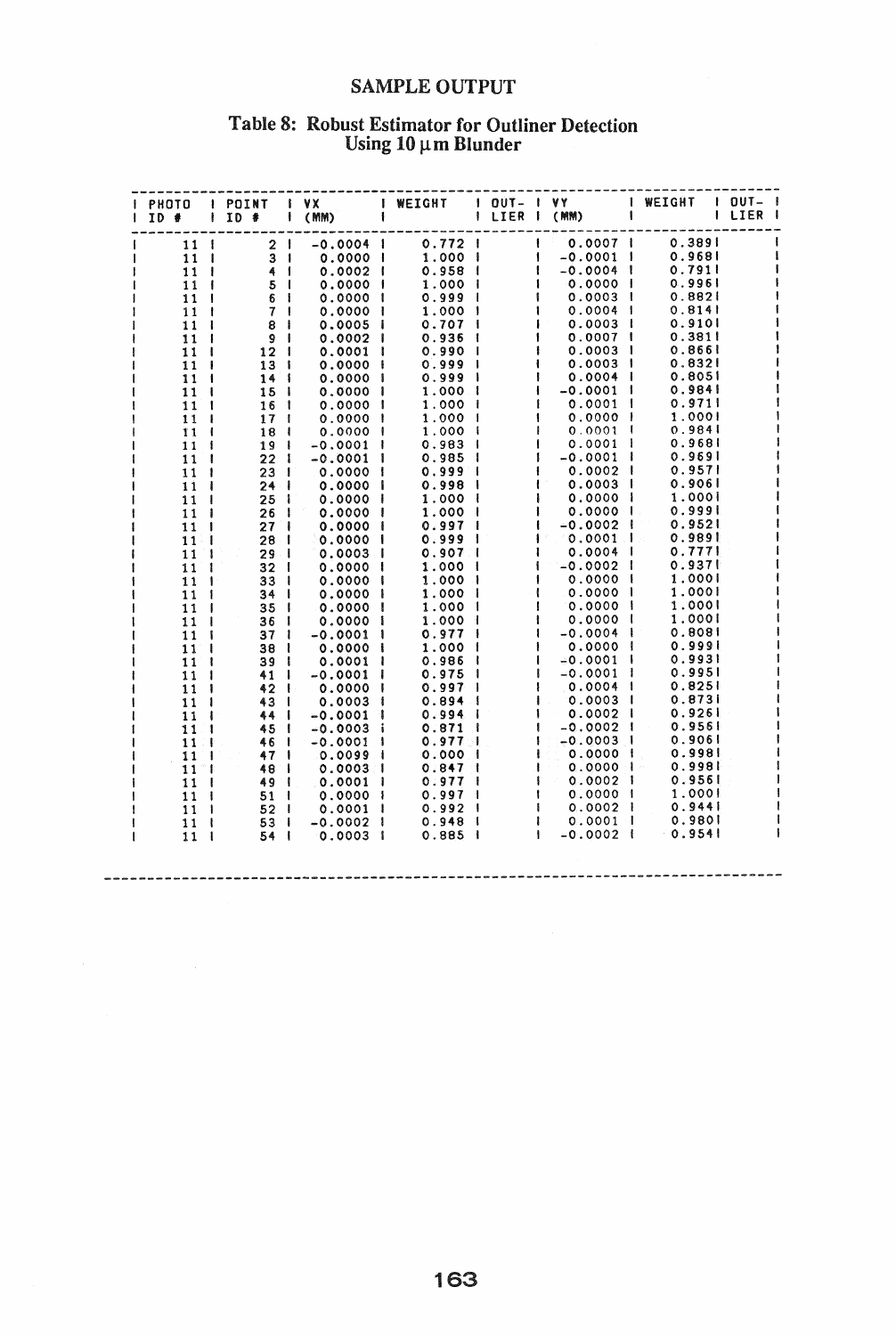## SAMPLE OUTPUT

### Table 8: Robust Estimator for Outliner Detection Using 10 $\mu$m Blunder

| PHOTO ID # | POINT ID # | VX (MM) | WEIGHT | OUT-LIER | VY (MM) | WEIGHT | OUT-LIER |
|---|---|---|---|---|---|---|---|
| 11 | 2 | -0.0004 | 0.772 | | 0.0007 | 0.389 | |
| 11 | 3 | 0.0000 | 1.000 | | -0.0001 | 0.968 | |
| 11 | 4 | 0.0002 | 0.958 | | -0.0004 | 0.791 | |
| 11 | 5 | 0.0000 | 1.000 | | 0.0000 | 0.996 | |
| 11 | 6 | 0.0000 | 0.999 | | 0.0003 | 0.882 | |
| 11 | 7 | 0.0000 | 1.000 | | 0.0004 | 0.814 | |
| 11 | 8 | 0.0005 | 0.707 | | 0.0003 | 0.910 | |
| 11 | 9 | 0.0002 | 0.936 | | 0.0007 | 0.381 | |
| 11 | 12 | 0.0001 | 0.990 | | 0.0003 | 0.866 | |
| 11 | 13 | 0.0000 | 0.999 | | 0.0003 | 0.832 | |
| 11 | 14 | 0.0000 | 0.999 | | 0.0004 | 0.805 | |
| 11 | 15 | 0.0000 | 1.000 | | -0.0001 | 0.984 | |
| 11 | 16 | 0.0000 | 1.000 | | 0.0001 | 0.971 | |
| 11 | 17 | 0.0000 | 1.000 | | 0.0000 | 1.000 | |
| 11 | 18 | 0.0000 | 1.000 | | 0.0001 | 0.984 | |
| 11 | 19 | -0.0001 | 0.983 | | 0.0001 | 0.968 | |
| 11 | 22 | -0.0001 | 0.985 | | -0.0001 | 0.969 | |
| 11 | 23 | 0.0000 | 0.999 | | 0.0002 | 0.957 | |
| 11 | 24 | 0.0000 | 0.998 | | 0.0003 | 0.906 | |
| 11 | 25 | 0.0000 | 1.000 | | 0.0000 | 1.000 | |
| 11 | 26 | 0.0000 | 1.000 | | 0.0000 | 0.999 | |
| 11 | 27 | 0.0000 | 0.997 | | -0.0002 | 0.952 | |
| 11 | 28 | 0.0000 | 0.999 | | 0.0001 | 0.989 | |
| 11 | 29 | 0.0003 | 0.907 | | 0.0004 | 0.777 | |
| 11 | 32 | 0.0000 | 1.000 | | -0.0002 | 0.937 | |
| 11 | 33 | 0.0000 | 1.000 | | 0.0000 | 1.000 | |
| 11 | 34 | 0.0000 | 1.000 | | 0.0000 | 1.000 | |
| 11 | 35 | 0.0000 | 1.000 | | 0.0000 | 1.000 | |
| 11 | 36 | 0.0000 | 1.000 | | 0.0000 | 1.000 | |
| 11 | 37 | -0.0001 | 0.977 | | -0.0004 | 0.808 | |
| 11 | 38 | 0.0000 | 1.000 | | 0.0000 | 0.999 | |
| 11 | 39 | 0.0001 | 0.986 | | -0.0001 | 0.993 | |
| 11 | 41 | -0.0001 | 0.975 | | -0.0001 | 0.995 | |
| 11 | 42 | 0.0000 | 0.997 | | 0.0004 | 0.825 | |
| 11 | 43 | 0.0003 | 0.894 | | 0.0003 | 0.873 | |
| 11 | 44 | -0.0001 | 0.994 | | 0.0002 | 0.926 | |
| 11 | 45 | -0.0003 | 0.871 | | -0.0002 | 0.956 | |
| 11 | 46 | -0.0001 | 0.977 | | -0.0003 | 0.906 | |
| 11 | 47 | 0.0099 | 0.000 | | 0.0000 | 0.998 | |
| 11 | 48 | 0.0003 | 0.847 | | 0.0000 | 0.998 | |
| 11 | 49 | 0.0001 | 0.977 | | 0.0002 | 0.956 | |
| 11 | 51 | 0.0000 | 0.997 | | 0.0000 | 1.000 | |
| 11 | 52 | 0.0001 | 0.992 | | 0.0002 | 0.944 | |
| 11 | 53 | -0.0002 | 0.948 | | 0.0001 | 0.980 | |
| 11 | 54 | 0.0003 | 0.885 | | -0.0002 | 0.954 | |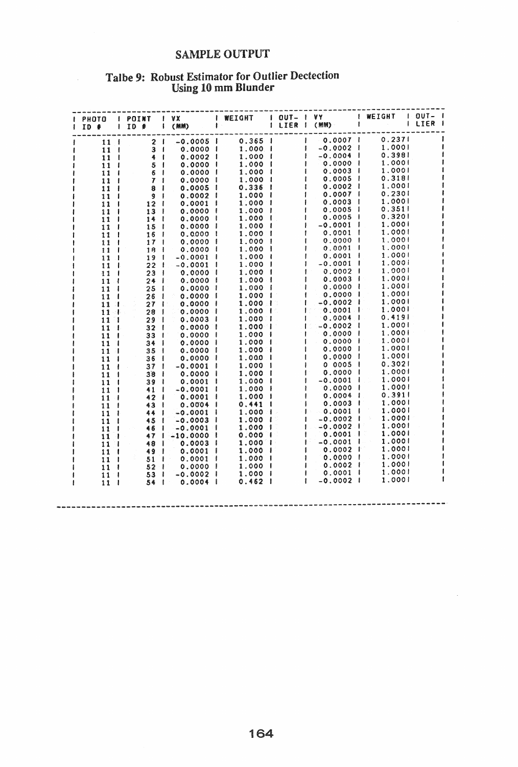# SAMPLE OUTPUT

## Talbe 9: Robust Estimator for Outlier Dectection Using 10 mm Blunder

| PHOTO ID # | POINT ID # | VX (MM) | WEIGHT | OUT-LIER | VY (MM) | WEIGHT | OUT-LIER |
|---|---|---|---|---|---|---|---|
| 11 | 2 | -0.0005 | 0.365 | | 0.0007 | 0.237 | |
| 11 | 3 | 0.0000 | 1.000 | | -0.0002 | 1.000 | |
| 11 | 4 | 0.0002 | 1.000 | | -0.0004 | 0.398 | |
| 11 | 5 | 0.0000 | 1.000 | | 0.0000 | 1.000 | |
| 11 | 6 | 0.0000 | 1.000 | | 0.0003 | 1.000 | |
| 11 | 7 | 0.0000 | 1.000 | | 0.0005 | 0.318 | |
| 11 | 8 | 0.0005 | 0.336 | | 0.0002 | 1.000 | |
| 11 | 9 | 0.0002 | 1.000 | | 0.0007 | 0.230 | |
| 11 | 12 | 0.0001 | 1.000 | | 0.0003 | 1.000 | |
| 11 | 13 | 0.0000 | 1.000 | | 0.0005 | 0.351 | |
| 11 | 14 | 0.0000 | 1.000 | | 0.0005 | 0.320 | |
| 11 | 15 | 0.0000 | 1.000 | | -0.0001 | 1.000 | |
| 11 | 16 | 0.0000 | 1.000 | | 0.0001 | 1.000 | |
| 11 | 17 | 0.0000 | 1.000 | | 0.0000 | 1.000 | |
| 11 | 18 | 0.0000 | 1.000 | | 0.0001 | 1.000 | |
| 11 | 19 | -0.0001 | 1.000 | | 0.0001 | 1.000 | |
| 11 | 22 | -0.0001 | 1.000 | | -0.0001 | 1.000 | |
| 11 | 23 | 0.0000 | 1.000 | | 0.0002 | 1.000 | |
| 11 | 24 | 0.0000 | 1.000 | | 0.0003 | 1.000 | |
| 11 | 25 | 0.0000 | 1.000 | | 0.0000 | 1.000 | |
| 11 | 26 | 0.0000 | 1.000 | | 0.0000 | 1.000 | |
| 11 | 27 | 0.0000 | 1.000 | | -0.0002 | 1.000 | |
| 11 | 28 | 0.0000 | 1.000 | | 0.0001 | 1.000 | |
| 11 | 29 | 0.0003 | 1.000 | | 0.0004 | 0.419 | |
| 11 | 32 | 0.0000 | 1.000 | | -0.0002 | 1.000 | |
| 11 | 33 | 0.0000 | 1.000 | | 0.0000 | 1.000 | |
| 11 | 34 | 0.0000 | 1.000 | | 0.0000 | 1.000 | |
| 11 | 35 | 0.0000 | 1.000 | | 0.0000 | 1.000 | |
| 11 | 36 | 0.0000 | 1.000 | | 0.0000 | 1.000 | |
| 11 | 37 | -0.0001 | 1.000 | | 0.0005 | 0.302 | |
| 11 | 38 | 0.0000 | 1.000 | | 0.0000 | 1.000 | |
| 11 | 39 | 0.0001 | 1.000 | | -0.0001 | 1.000 | |
| 11 | 41 | -0.0001 | 1.000 | | 0.0000 | 1.000 | |
| 11 | 42 | 0.0001 | 1.000 | | 0.0004 | 0.391 | |
| 11 | 43 | 0.0004 | 0.441 | | 0.0003 | 1.000 | |
| 11 | 44 | -0.0001 | 1.000 | | 0.0001 | 1.000 | |
| 11 | 45 | -0.0003 | 1.000 | | -0.0002 | 1.000 | |
| 11 | 46 | -0.0001 | 1.000 | | -0.0002 | 1.000 | |
| 11 | 47 | -10.0000 | 0.000 | | 0.0001 | 1.000 | |
| 11 | 48 | 0.0003 | 1.000 | | -0.0001 | 1.000 | |
| 11 | 49 | 0.0001 | 1.000 | | 0.0002 | 1.000 | |
| 11 | 51 | 0.0001 | 1.000 | | 0.0000 | 1.000 | |
| 11 | 52 | 0.0000 | 1.000 | | 0.0002 | 1.000 | |
| 11 | 53 | -0.0002 | 1.000 | | 0.0001 | 1.000 | |
| 11 | 54 | 0.0004 | 0.462 | | -0.0002 | 1.000 | |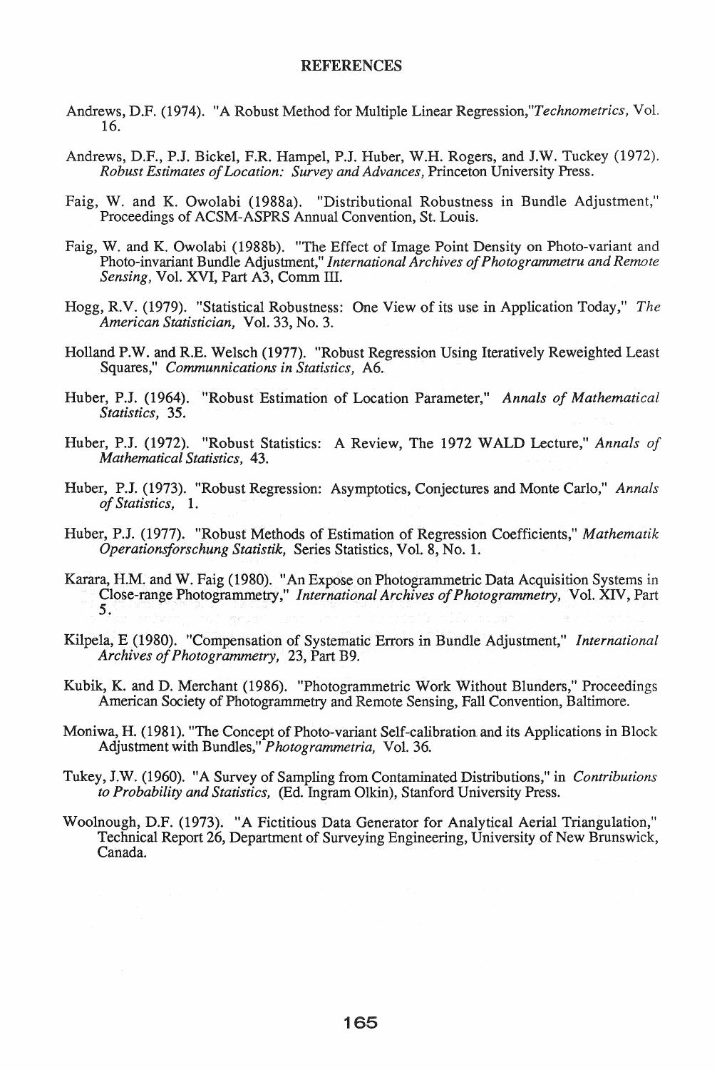## REFERENCES

Andrews, D.F. (1974). "A Robust Method for Multiple Linear Regression,"*Technometrics*, Vol. 16.

Andrews, D.F., P.J. Bickel, F.R. Hampel, P.J. Huber, W.H. Rogers, and J.W. Tuckey (1972). *Robust Estimates of Location: Survey and Advances*, Princeton University Press.

Faig, W. and K. Owolabi (1988a). "Distributional Robustness in Bundle Adjustment," Proceedings of ACSM-ASPRS Annual Convention, St. Louis.

Faig, W. and K. Owolabi (1988b). "The Effect of Image Point Density on Photo-variant and Photo-invariant Bundle Adjustment," *International Archives of Photogrammetru and Remote Sensing*, Vol. XVI, Part A3, Comm III.

Hogg, R.V. (1979). "Statistical Robustness: One View of its use in Application Today," *The American Statistician*, Vol. 33, No. 3.

Holland P.W. and R.E. Welsch (1977). "Robust Regression Using Iteratively Reweighted Least Squares," *Communnications in Statistics*, A6.

Huber, P.J. (1964). "Robust Estimation of Location Parameter," *Annals of Mathematical Statistics*, 35.

Huber, P.J. (1972). "Robust Statistics: A Review, The 1972 WALD Lecture," *Annals of Mathematical Statistics*, 43.

Huber, P.J. (1973). "Robust Regression: Asymptotics, Conjectures and Monte Carlo," *Annals of Statistics*, 1.

Huber, P.J. (1977). "Robust Methods of Estimation of Regression Coefficients," *Mathematik Operationsforschung Statistik*, Series Statistics, Vol. 8, No. 1.

Karara, H.M. and W. Faig (1980). "An Expose on Photogrammetric Data Acquisition Systems in Close-range Photogrammetry," *International Archives of Photogrammetry*, Vol. XIV, Part 5.

Kilpela, E (1980). "Compensation of Systematic Errors in Bundle Adjustment," *International Archives of Photogrammetry*, 23, Part B9.

Kubik, K. and D. Merchant (1986). "Photogrammetric Work Without Blunders," Proceedings American Society of Photogrammetry and Remote Sensing, Fall Convention, Baltimore.

Moniwa, H. (1981). "The Concept of Photo-variant Self-calibration and its Applications in Block Adjustment with Bundles," *Photogrammetria*, Vol. 36.

Tukey, J.W. (1960). "A Survey of Sampling from Contaminated Distributions," in *Contributions to Probability and Statistics*, (Ed. Ingram Olkin), Stanford University Press.

Woolnough, D.F. (1973). "A Fictitious Data Generator for Analytical Aerial Triangulation," Technical Report 26, Department of Surveying Engineering, University of New Brunswick, Canada.